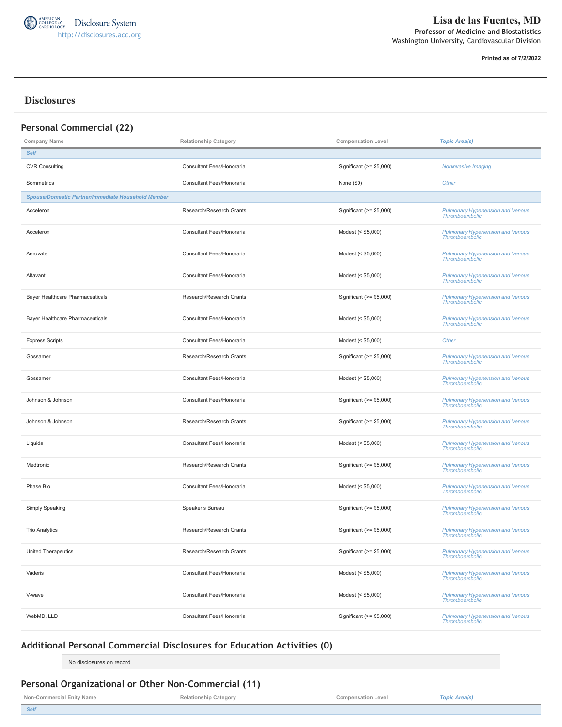American College of Cardiology Disclosure System
http://disclosures.acc.org

# Lisa de las Fuentes, MD

**Professor of Medicine and Biostatistics**
Washington University, Cardiovascular Division

**Printed as of 7/2/2022**

## Disclosures

### Personal Commercial (22)

| Company Name | Relationship Category | Compensation Level | Topic Area(s) |
|---|---|---|---|
| *Self* | | | |
| CVR Consulting | Consultant Fees/Honoraria | Significant (>= $5,000) | *Noninvasive Imaging* |
| Sommetrics | Consultant Fees/Honoraria | None ($0) | *Other* |
| *Spouse/Domestic Partner/Immediate Household Member* | | | |
| Acceleron | Research/Research Grants | Significant (>= $5,000) | *Pulmonary Hypertension and Venous Thromboembolic* |
| Acceleron | Consultant Fees/Honoraria | Modest (< $5,000) | *Pulmonary Hypertension and Venous Thromboembolic* |
| Aerovate | Consultant Fees/Honoraria | Modest (< $5,000) | *Pulmonary Hypertension and Venous Thromboembolic* |
| Altavant | Consultant Fees/Honoraria | Modest (< $5,000) | *Pulmonary Hypertension and Venous Thromboembolic* |
| Bayer Healthcare Pharmaceuticals | Research/Research Grants | Significant (>= $5,000) | *Pulmonary Hypertension and Venous Thromboembolic* |
| Bayer Healthcare Pharmaceuticals | Consultant Fees/Honoraria | Modest (< $5,000) | *Pulmonary Hypertension and Venous Thromboembolic* |
| Express Scripts | Consultant Fees/Honoraria | Modest (< $5,000) | *Other* |
| Gossamer | Research/Research Grants | Significant (>= $5,000) | *Pulmonary Hypertension and Venous Thromboembolic* |
| Gossamer | Consultant Fees/Honoraria | Modest (< $5,000) | *Pulmonary Hypertension and Venous Thromboembolic* |
| Johnson & Johnson | Consultant Fees/Honoraria | Significant (>= $5,000) | *Pulmonary Hypertension and Venous Thromboembolic* |
| Johnson & Johnson | Research/Research Grants | Significant (>= $5,000) | *Pulmonary Hypertension and Venous Thromboembolic* |
| Liquida | Consultant Fees/Honoraria | Modest (< $5,000) | *Pulmonary Hypertension and Venous Thromboembolic* |
| Medtronic | Research/Research Grants | Significant (>= $5,000) | *Pulmonary Hypertension and Venous Thromboembolic* |
| Phase Bio | Consultant Fees/Honoraria | Modest (< $5,000) | *Pulmonary Hypertension and Venous Thromboembolic* |
| Simply Speaking | Speaker's Bureau | Significant (>= $5,000) | *Pulmonary Hypertension and Venous Thromboembolic* |
| Trio Analytics | Research/Research Grants | Significant (>= $5,000) | *Pulmonary Hypertension and Venous Thromboembolic* |
| United Therapeutics | Research/Research Grants | Significant (>= $5,000) | *Pulmonary Hypertension and Venous Thromboembolic* |
| Vaderis | Consultant Fees/Honoraria | Modest (< $5,000) | *Pulmonary Hypertension and Venous Thromboembolic* |
| V-wave | Consultant Fees/Honoraria | Modest (< $5,000) | *Pulmonary Hypertension and Venous Thromboembolic* |
| WebMD, LLD | Consultant Fees/Honoraria | Significant (>= $5,000) | *Pulmonary Hypertension and Venous Thromboembolic* |

### Additional Personal Commercial Disclosures for Education Activities (0)

No disclosures on record

### Personal Organizational or Other Non-Commercial (11)

| Non-Commercial Enity Name | Relationship Category | Compensation Level | Topic Area(s) |
|---|---|---|---|
| *Self* | | | |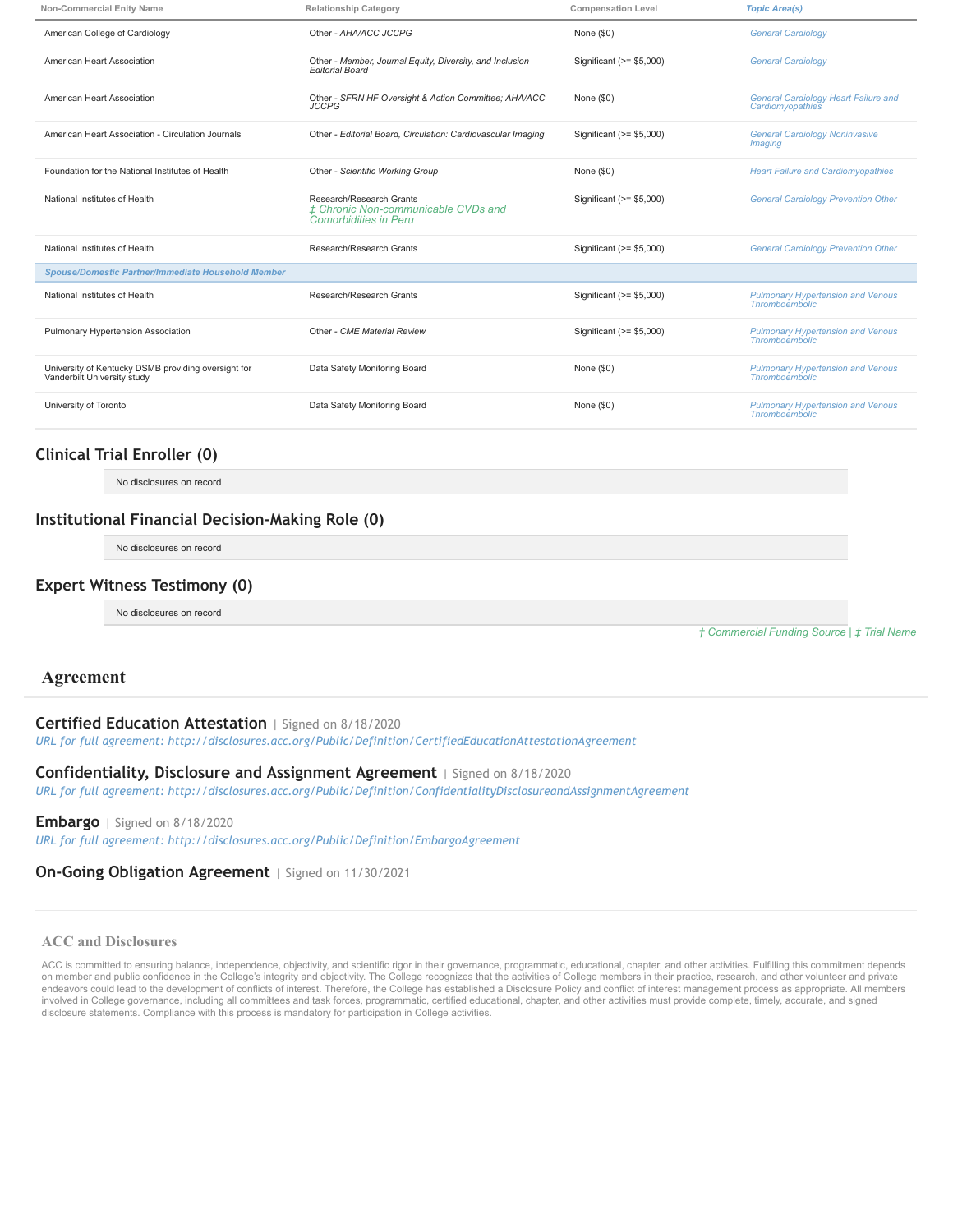| Non-Commercial Enity Name | Relationship Category | Compensation Level | Topic Area(s) |
| --- | --- | --- | --- |
| American College of Cardiology | Other - *AHA/ACC JCCPG* | None ($0) | General Cardiology |
| American Heart Association | Other - *Member, Journal Equity, Diversity, and Inclusion Editorial Board* | Significant (>= $5,000) | General Cardiology |
| American Heart Association | Other - *SFRN HF Oversight & Action Committee; AHA/ACC JCCPG* | None ($0) | General Cardiology Heart Failure and Cardiomyopathies |
| American Heart Association - Circulation Journals | Other - *Editorial Board, Circulation: Cardiovascular Imaging* | Significant (>= $5,000) | General Cardiology Noninvasive Imaging |
| Foundation for the National Institutes of Health | Other - *Scientific Working Group* | None ($0) | Heart Failure and Cardiomyopathies |
| National Institutes of Health | Research/Research Grants ‡ Chronic Non-communicable CVDs and Comorbidities in Peru | Significant (>= $5,000) | General Cardiology Prevention Other |
| National Institutes of Health | Research/Research Grants | Significant (>= $5,000) | General Cardiology Prevention Other |
| ***Spouse/Domestic Partner/Immediate Household Member*** | | | |
| National Institutes of Health | Research/Research Grants | Significant (>= $5,000) | Pulmonary Hypertension and Venous Thromboembolic |
| Pulmonary Hypertension Association | Other - *CME Material Review* | Significant (>= $5,000) | Pulmonary Hypertension and Venous Thromboembolic |
| University of Kentucky DSMB providing oversight for Vanderbilt University study | Data Safety Monitoring Board | None ($0) | Pulmonary Hypertension and Venous Thromboembolic |
| University of Toronto | Data Safety Monitoring Board | None ($0) | Pulmonary Hypertension and Venous Thromboembolic |

## Clinical Trial Enroller (0)

No disclosures on record

## Institutional Financial Decision-Making Role (0)

No disclosures on record

## Expert Witness Testimony (0)

No disclosures on record

† Commercial Funding Source | ‡ Trial Name

# Agreement

**Certified Education Attestation** | Signed on 8/18/2020
*URL for full agreement: http://disclosures.acc.org/Public/Definition/CertifiedEducationAttestationAgreement*

**Confidentiality, Disclosure and Assignment Agreement** | Signed on 8/18/2020
*URL for full agreement: http://disclosures.acc.org/Public/Definition/ConfidentialityDisclosureandAssignmentAgreement*

**Embargo** | Signed on 8/18/2020
*URL for full agreement: http://disclosures.acc.org/Public/Definition/EmbargoAgreement*

**On-Going Obligation Agreement** | Signed on 11/30/2021

## ACC and Disclosures

ACC is committed to ensuring balance, independence, objectivity, and scientific rigor in their governance, programmatic, educational, chapter, and other activities. Fulfilling this commitment depends on member and public confidence in the College's integrity and objectivity. The College recognizes that the activities of College members in their practice, research, and other volunteer and private endeavors could lead to the development of conflicts of interest. Therefore, the College has established a Disclosure Policy and conflict of interest management process as appropriate. All members involved in College governance, including all committees and task forces, programmatic, certified educational, chapter, and other activities must provide complete, timely, accurate, and signed disclosure statements. Compliance with this process is mandatory for participation in College activities.